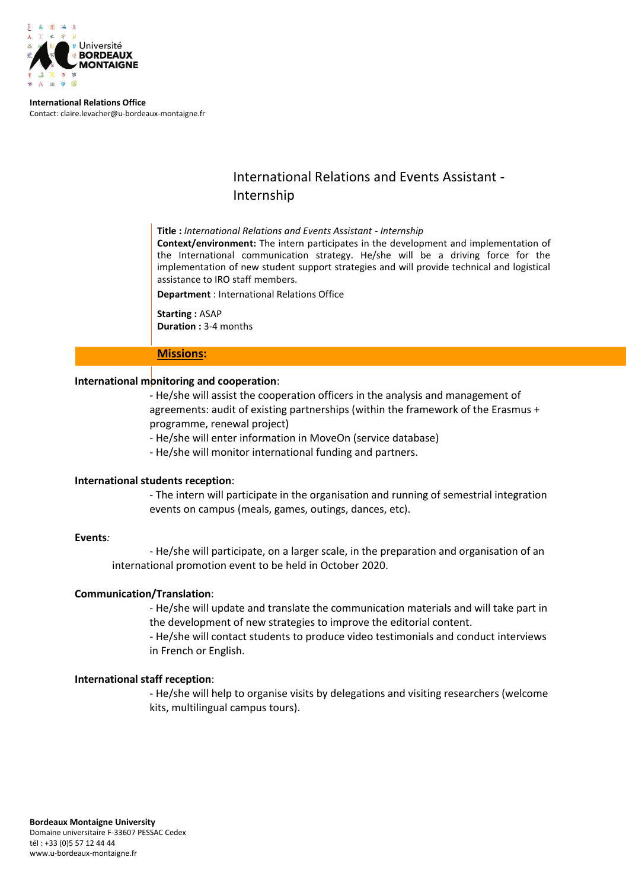**International Relations Office**
Contact: claire.levacher@u-bordeaux-montaigne.fr

# International Relations and Events Assistant - Internship

**Title :** *International Relations and Events Assistant - Internship*
**Context/environment:** The intern participates in the development and implementation of the International communication strategy. He/she will be a driving force for the implementation of new student support strategies and will provide technical and logistical assistance to IRO staff members.

**Department** : International Relations Office

**Starting :** ASAP
**Duration :** 3-4 months

## Missions:

**International monitoring and cooperation**:

- He/she will assist the cooperation officers in the analysis and management of agreements: audit of existing partnerships (within the framework of the Erasmus + programme, renewal project)
- He/she will enter information in MoveOn (service database)
- He/she will monitor international funding and partners.

**International students reception**:

- The intern will participate in the organisation and running of semestrial integration events on campus (meals, games, outings, dances, etc).

**Events***:*

- He/she will participate, on a larger scale, in the preparation and organisation of an international promotion event to be held in October 2020.

**Communication/Translation**:

- He/she will update and translate the communication materials and will take part in the development of new strategies to improve the editorial content.
- He/she will contact students to produce video testimonials and conduct interviews in French or English.

**International staff reception**:

- He/she will help to organise visits by delegations and visiting researchers (welcome kits, multilingual campus tours).

**Bordeaux Montaigne University**
Domaine universitaire F-33607 PESSAC Cedex
tél : +33 (0)5 57 12 44 44
www.u-bordeaux-montaigne.fr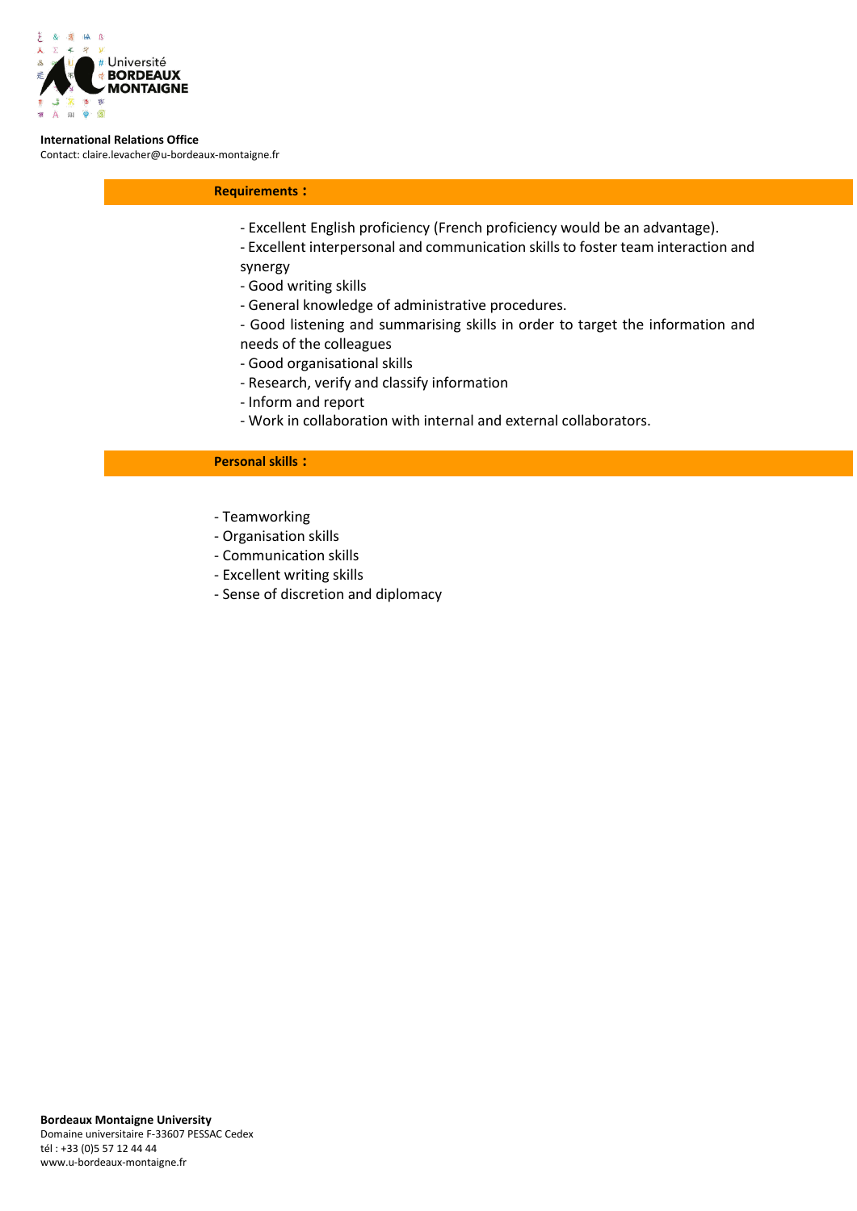**International Relations Office**
Contact: claire.levacher@u-bordeaux-montaigne.fr

**Requirements :**

- Excellent English proficiency (French proficiency would be an advantage).
- Excellent interpersonal and communication skills to foster team interaction and synergy
- Good writing skills
- General knowledge of administrative procedures.
- Good listening and summarising skills in order to target the information and needs of the colleagues
- Good organisational skills
- Research, verify and classify information
- Inform and report
- Work in collaboration with internal and external collaborators.

**Personal skills :**

- Teamworking
- Organisation skills
- Communication skills
- Excellent writing skills
- Sense of discretion and diplomacy

**Bordeaux Montaigne University**
Domaine universitaire F-33607 PESSAC Cedex
tél : +33 (0)5 57 12 44 44
www.u-bordeaux-montaigne.fr